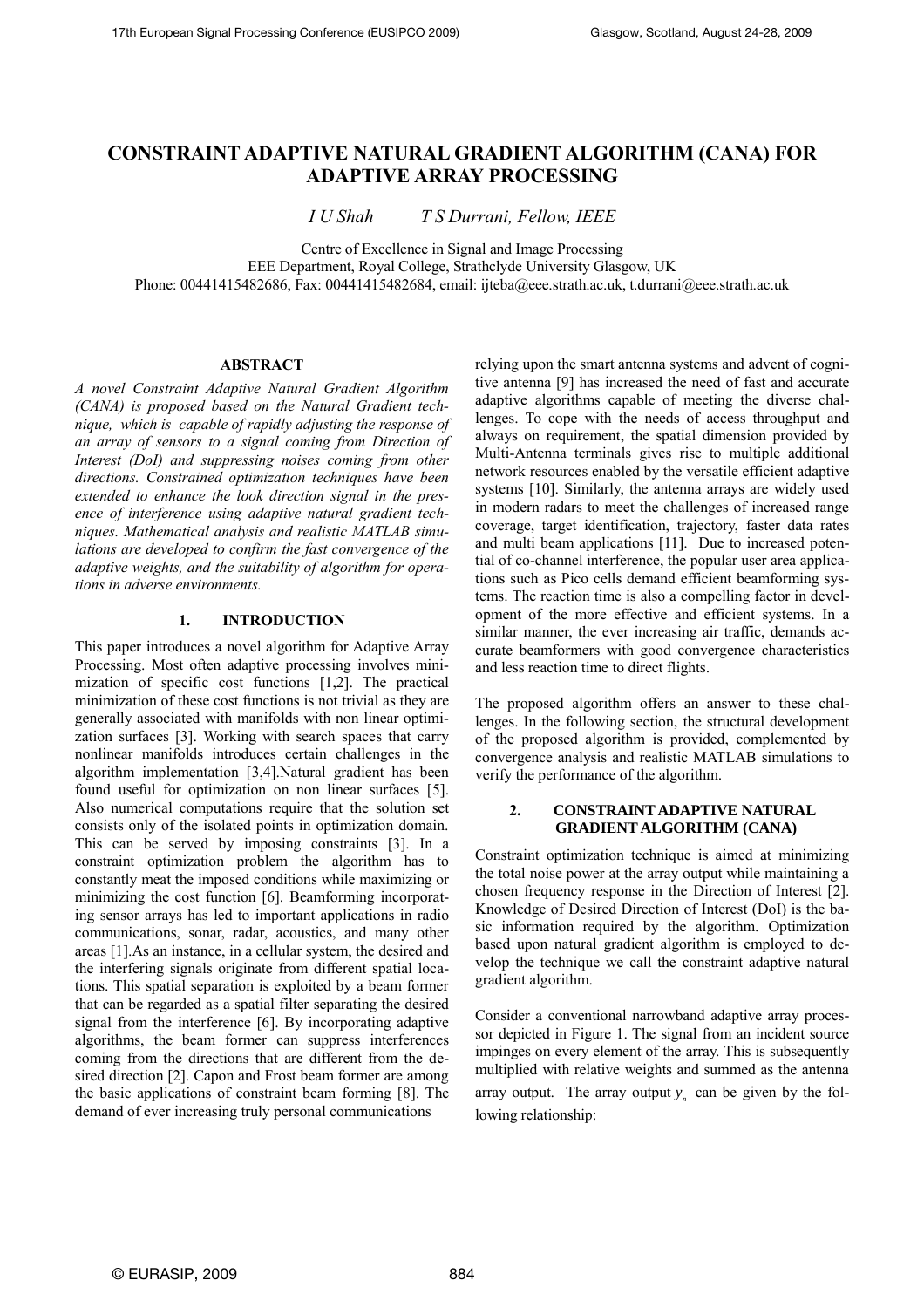# CONSTRAINT ADAPTIVE NATURAL GRADIENT ALGORITHM (CANA) FOR ADAPTIVE ARRAY PROCESSING

*I U Shah* *T S Durrani, Fellow, IEEE*

Centre of Excellence in Signal and Image Processing
EEE Department, Royal College, Strathclyde University Glasgow, UK
Phone: 00441415482686, Fax: 00441415482684, email: ijteba@eee.strath.ac.uk, t.durrani@eee.strath.ac.uk

## ABSTRACT

*A novel Constraint Adaptive Natural Gradient Algorithm (CANA) is proposed based on the Natural Gradient technique, which is capable of rapidly adjusting the response of an array of sensors to a signal coming from Direction of Interest (DoI) and suppressing noises coming from other directions. Constrained optimization techniques have been extended to enhance the look direction signal in the presence of interference using adaptive natural gradient techniques. Mathematical analysis and realistic MATLAB simulations are developed to confirm the fast convergence of the adaptive weights, and the suitability of algorithm for operations in adverse environments.*

## 1. INTRODUCTION

This paper introduces a novel algorithm for Adaptive Array Processing. Most often adaptive processing involves minimization of specific cost functions [1,2]. The practical minimization of these cost functions is not trivial as they are generally associated with manifolds with non linear optimization surfaces [3]. Working with search spaces that carry nonlinear manifolds introduces certain challenges in the algorithm implementation [3,4].Natural gradient has been found useful for optimization on non linear surfaces [5]. Also numerical computations require that the solution set consists only of the isolated points in optimization domain. This can be served by imposing constraints [3]. In a constraint optimization problem the algorithm has to constantly meat the imposed conditions while maximizing or minimizing the cost function [6]. Beamforming incorporating sensor arrays has led to important applications in radio communications, sonar, radar, acoustics, and many other areas [1].As an instance, in a cellular system, the desired and the interfering signals originate from different spatial locations. This spatial separation is exploited by a beam former that can be regarded as a spatial filter separating the desired signal from the interference [6]. By incorporating adaptive algorithms, the beam former can suppress interferences coming from the directions that are different from the desired direction [2]. Capon and Frost beam former are among the basic applications of constraint beam forming [8]. The demand of ever increasing truly personal communications relying upon the smart antenna systems and advent of cognitive antenna [9] has increased the need of fast and accurate adaptive algorithms capable of meeting the diverse challenges. To cope with the needs of access throughput and always on requirement, the spatial dimension provided by Multi-Antenna terminals gives rise to multiple additional network resources enabled by the versatile efficient adaptive systems [10]. Similarly, the antenna arrays are widely used in modern radars to meet the challenges of increased range coverage, target identification, trajectory, faster data rates and multi beam applications [11]. Due to increased potential of co-channel interference, the popular user area applications such as Pico cells demand efficient beamforming systems. The reaction time is also a compelling factor in development of the more effective and efficient systems. In a similar manner, the ever increasing air traffic, demands accurate beamformers with good convergence characteristics and less reaction time to direct flights.

The proposed algorithm offers an answer to these challenges. In the following section, the structural development of the proposed algorithm is provided, complemented by convergence analysis and realistic MATLAB simulations to verify the performance of the algorithm.

## 2. CONSTRAINT ADAPTIVE NATURAL GRADIENT ALGORITHM (CANA)

Constraint optimization technique is aimed at minimizing the total noise power at the array output while maintaining a chosen frequency response in the Direction of Interest [2]. Knowledge of Desired Direction of Interest (DoI) is the basic information required by the algorithm. Optimization based upon natural gradient algorithm is employed to develop the technique we call the constraint adaptive natural gradient algorithm.

Consider a conventional narrowband adaptive array processor depicted in Figure 1. The signal from an incident source impinges on every element of the array. This is subsequently multiplied with relative weights and summed as the antenna array output. The array output $y_n$ can be given by the following relationship: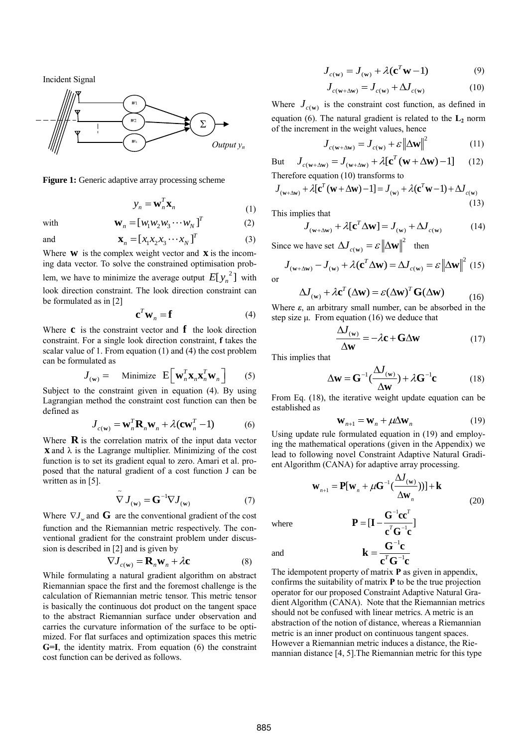Incident Signal

Output $y_n$

**Figure 1:** Generic adaptive array processing scheme

$$y_n = \mathbf{w}_n^T \mathbf{x}_n \tag{1}$$

with
$$\mathbf{w}_n = [w_1 w_2 w_3 \cdots w_N]^T \tag{2}$$

and
$$\mathbf{x}_n = [x_1 x_2 x_3 \cdots x_N]^T \tag{3}$$

Where $\mathbf{w}$ is the complex weight vector and $\mathbf{x}$ is the incoming data vector. To solve the constrained optimisation problem, we have to minimize the average output $E[y_n{}^2]$ with look direction constraint. The look direction constraint can be formulated as in [2]

$$\mathbf{c}^T \mathbf{w}_n = \mathbf{f} \tag{4}$$

Where $\mathbf{c}$ is the constraint vector and $\mathbf{f}$ the look direction constraint. For a single look direction constraint, **f** takes the scalar value of 1. From equation (1) and (4) the cost problem can be formulated as

$$J_{(\mathbf{w})} = \quad \text{Minimize} \quad \mathrm{E}\left[\mathbf{w}_n^T \mathbf{x}_n \mathbf{x}_n^T \mathbf{w}_n\right] \tag{5}$$

Subject to the constraint given in equation (4). By using Lagrangian method the constraint cost function can then be defined as

$$J_{c(\mathbf{w})} = \mathbf{w}_n^T \mathbf{R}_n \mathbf{w}_n + \lambda(\mathbf{c}\mathbf{w}_n^T - 1) \tag{6}$$

Where $\mathbf{R}$ is the correlation matrix of the input data vector $\mathbf{x}$ and $\lambda$ is the Lagrange multiplier. Minimizing of the cost function is to set its gradient equal to zero. Amari et al. proposed that the natural gradient of a cost function J can be written as in [5].

$$\tilde{\nabla} J_{(\mathbf{w})} = \mathbf{G}^{-1} \nabla J_{(\mathbf{w})} \tag{7}$$

Where $\nabla J_w$ and $\mathbf{G}$ are the conventional gradient of the cost function and the Riemannian metric respectively. The conventional gradient for the constraint problem under discussion is described in [2] and is given by

$$\nabla J_{c(\mathbf{w})} = \mathbf{R}_n \mathbf{w}_n + \lambda \mathbf{c} \tag{8}$$

While formulating a natural gradient algorithm on abstract Riemannian space the first and the foremost challenge is the calculation of Riemannian metric tensor. This metric tensor is basically the continuous dot product on the tangent space to the abstract Riemannian surface under observation and carries the curvature information of the surface to be optimized. For flat surfaces and optimization spaces this metric **G=I**, the identity matrix. From equation (6) the constraint cost function can be derived as follows.

$$J_{c(\mathbf{w})} = J_{(\mathbf{w})} + \lambda(\mathbf{c}^T \mathbf{w} - 1) \tag{9}$$

$$J_{c(\mathbf{w}+\Delta\mathbf{w})} = J_{c(\mathbf{w})} + \Delta J_{c(\mathbf{w})} \tag{10}$$

Where $J_{c(\mathbf{w})}$ is the constraint cost function, as defined in equation (6). The natural gradient is related to the $\mathbf{L_2}$ norm of the increment in the weight values, hence

$$J_{c(\mathbf{w}+\Delta\mathbf{w})} = J_{c(\mathbf{w})} + \varepsilon \left\|\Delta\mathbf{w}\right\|^2 \tag{11}$$

But
$$J_{c(\mathbf{w}+\Delta\mathbf{w})} = J_{(\mathbf{w}+\Delta\mathbf{w})} + \lambda[\mathbf{c}^T(\mathbf{w}+\Delta\mathbf{w}) - 1] \tag{12}$$

Therefore equation (10) transforms to

$$J_{(\mathbf{w}+\Delta\mathbf{w})} + \lambda[\mathbf{c}^T(\mathbf{w}+\Delta\mathbf{w}) - 1] = J_{(\mathbf{w})} + \lambda(\mathbf{c}^T\mathbf{w} - 1) + \Delta J_{c(\mathbf{w})} \tag{13}$$

This implies that

$$J_{(\mathbf{w}+\Delta\mathbf{w})} + \lambda[\mathbf{c}^T \Delta\mathbf{w}] = J_{(\mathbf{w})} + \Delta J_{c(\mathbf{w})} \tag{14}$$

Since we have set $\Delta J_{c(\mathbf{w})} = \varepsilon \left\|\Delta\mathbf{w}\right\|^2$ then

$$J_{(\mathbf{w}+\Delta\mathbf{w})} - J_{(\mathbf{w})} + \lambda(\mathbf{c}^T \Delta\mathbf{w}) = \Delta J_{c(\mathbf{w})} = \varepsilon \left\|\Delta\mathbf{w}\right\|^2 \tag{15}$$

or

$$\Delta J_{(\mathbf{w})} + \lambda \mathbf{c}^T(\Delta\mathbf{w}) = \varepsilon (\Delta\mathbf{w})^T \mathbf{G} (\Delta\mathbf{w}) \tag{16}$$

Where *ε*, an arbitrary small number, can be absorbed in the step size μ. From equation (16) we deduce that

$$\frac{\Delta J_{(\mathbf{w})}}{\Delta\mathbf{w}} = -\lambda\mathbf{c} + \mathbf{G}\Delta\mathbf{w} \tag{17}$$

This implies that

$$\Delta\mathbf{w} = \mathbf{G}^{-1}\left(\frac{\Delta J_{(\mathbf{w})}}{\Delta\mathbf{w}}\right) + \lambda \mathbf{G}^{-1}\mathbf{c} \tag{18}$$

From Eq. (18), the iterative weight update equation can be established as

$$\mathbf{w}_{n+1} = \mathbf{w}_n + \mu \Delta\mathbf{w}_n \tag{19}$$

Using update rule formulated equation in (19) and employing the mathematical operations (given in the Appendix) we lead to following novel Constraint Adaptive Natural Gradient Algorithm (CANA) for adaptive array processing.

$$\mathbf{w}_{n+1} = \mathbf{P}[\mathbf{w}_n + \mu \mathbf{G}^{-1}(\frac{\Delta J_{(\mathbf{w})}}{\Delta\mathbf{w}_n})] + \mathbf{k} \tag{20}$$

where
$$\mathbf{P} = [\mathbf{I} - \frac{\mathbf{G}^{-1}\mathbf{c}\mathbf{c}^T}{\mathbf{c}^T\mathbf{G}^{-1}\mathbf{c}}]$$

and
$$\mathbf{k} = \frac{\mathbf{G}^{-1}\mathbf{c}}{\mathbf{c}^T\mathbf{G}^{-1}\mathbf{c}}$$

The idempotent property of matrix **P** as given in appendix, confirms the suitability of matrix **P** to be the true projection operator for our proposed Constraint Adaptive Natural Gradient Algorithm (CANA). Note that the Riemannian metrics should not be confused with linear metrics. A metric is an abstraction of the notion of distance, whereas a Riemannian metric is an inner product on continuous tangent spaces. However a Riemannian metric induces a distance, the Riemannian distance [4, 5].The Riemannian metric for this type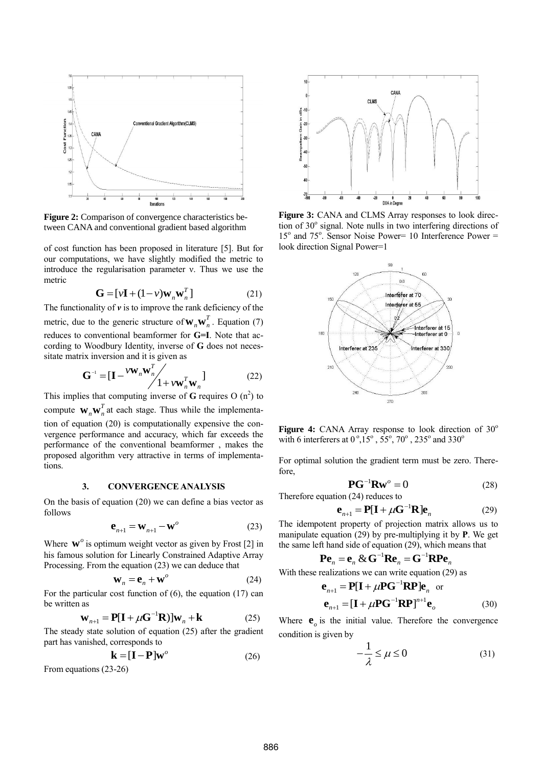**Figure 2:** Comparison of convergence characteristics between CANA and conventional gradient based algorithm

of cost function has been proposed in literature [5]. But for our computations, we have slightly modified the metric to introduce the regularisation parameter ν. Thus we use the metric

$$\mathbf{G} = [v\mathbf{I} + (1-v)\mathbf{w}_n\mathbf{w}_n^T] \tag{21}$$

The functionality of $\boldsymbol{v}$ is to improve the rank deficiency of the metric, due to the generic structure of $\mathbf{w}_n\mathbf{w}_n^T$. Equation (7) reduces to conventional beamformer for **G=I**. Note that according to Woodbury Identity, inverse of **G** does not necessitate matrix inversion and it is given as

$$\mathbf{G}^{-1} = [\mathbf{I} - \frac{v\mathbf{w}_n\mathbf{w}_n^T}{1+v\mathbf{w}_n^T\mathbf{w}_n}] \tag{22}$$

This implies that computing inverse of **G** requires O ($n^2$) to compute $\mathbf{w}_n\mathbf{w}_n^T$ at each stage. Thus while the implementation of equation (20) is computationally expensive the convergence performance and accuracy, which far exceeds the performance of the conventional beamformer , makes the proposed algorithm very attractive in terms of implementations.

### 3. CONVERGENCE ANALYSIS

On the basis of equation (20) we can define a bias vector as follows

$$\mathbf{e}_{n+1} = \mathbf{w}_{n+1} - \mathbf{w}^o \tag{23}$$

Where $\mathbf{w}^o$ is optimum weight vector as given by Frost [2] in his famous solution for Linearly Constrained Adaptive Array Processing. From the equation (23) we can deduce that

$$\mathbf{w}_n = \mathbf{e}_n + \mathbf{w}^o \tag{24}$$

For the particular cost function of (6), the equation (17) can be written as

$$\mathbf{w}_{n+1} = \mathbf{P}[\mathbf{I} + \mu\mathbf{G}^{-1}\mathbf{R})]\mathbf{w}_n + \mathbf{k} \tag{25}$$

The steady state solution of equation (25) after the gradient part has vanished, corresponds to

$$\mathbf{k} = [\mathbf{I} - \mathbf{P}]\mathbf{w}^o \tag{26}$$

From equations (23-26)

**Figure 3:** CANA and CLMS Array responses to look direction of 30$^o$ signal. Note nulls in two interfering directions of 15$^o$ and 75$^o$. Sensor Noise Power= 10 Interference Power = look direction Signal Power=1

**Figure 4:** CANA Array response to look direction of 30$^o$ with 6 interferers at 0$^o$,15$^o$ , 55$^o$, 70$^o$ , 235$^o$ and 330$^o$

For optimal solution the gradient term must be zero. Therefore,

$$\mathbf{P}\mathbf{G}^{-1}\mathbf{R}\mathbf{w}^o = 0 \tag{28}$$

Therefore equation (24) reduces to

$$\mathbf{e}_{n+1} = \mathbf{P}[\mathbf{I} + \mu\mathbf{G}^{-1}\mathbf{R}]\mathbf{e}_n \tag{29}$$

The idempotent property of projection matrix allows us to manipulate equation (29) by pre-multiplying it by **P**. We get the same left hand side of equation (29), which means that

$$\mathbf{P}\mathbf{e}_n = \mathbf{e}_n \;\&\; \mathbf{G}^{-1}\mathbf{R}\mathbf{e}_n = \mathbf{G}^{-1}\mathbf{R}\mathbf{P}\mathbf{e}_n$$

With these realizations we can write equation (29) as

$$\mathbf{e}_{n+1} = \mathbf{P}[\mathbf{I} + \mu\mathbf{P}\mathbf{G}^{-1}\mathbf{R}\mathbf{P}]\mathbf{e}_n \quad \text{or}$$

$$\mathbf{e}_{n+1} = [\mathbf{I} + \mu\mathbf{P}\mathbf{G}^{-1}\mathbf{R}\mathbf{P}]^{n+1}\mathbf{e}_o \tag{30}$$

Where $\mathbf{e}_o$ is the initial value. Therefore the convergence condition is given by

$$-\frac{1}{\lambda} \leq \mu \leq 0 \tag{31}$$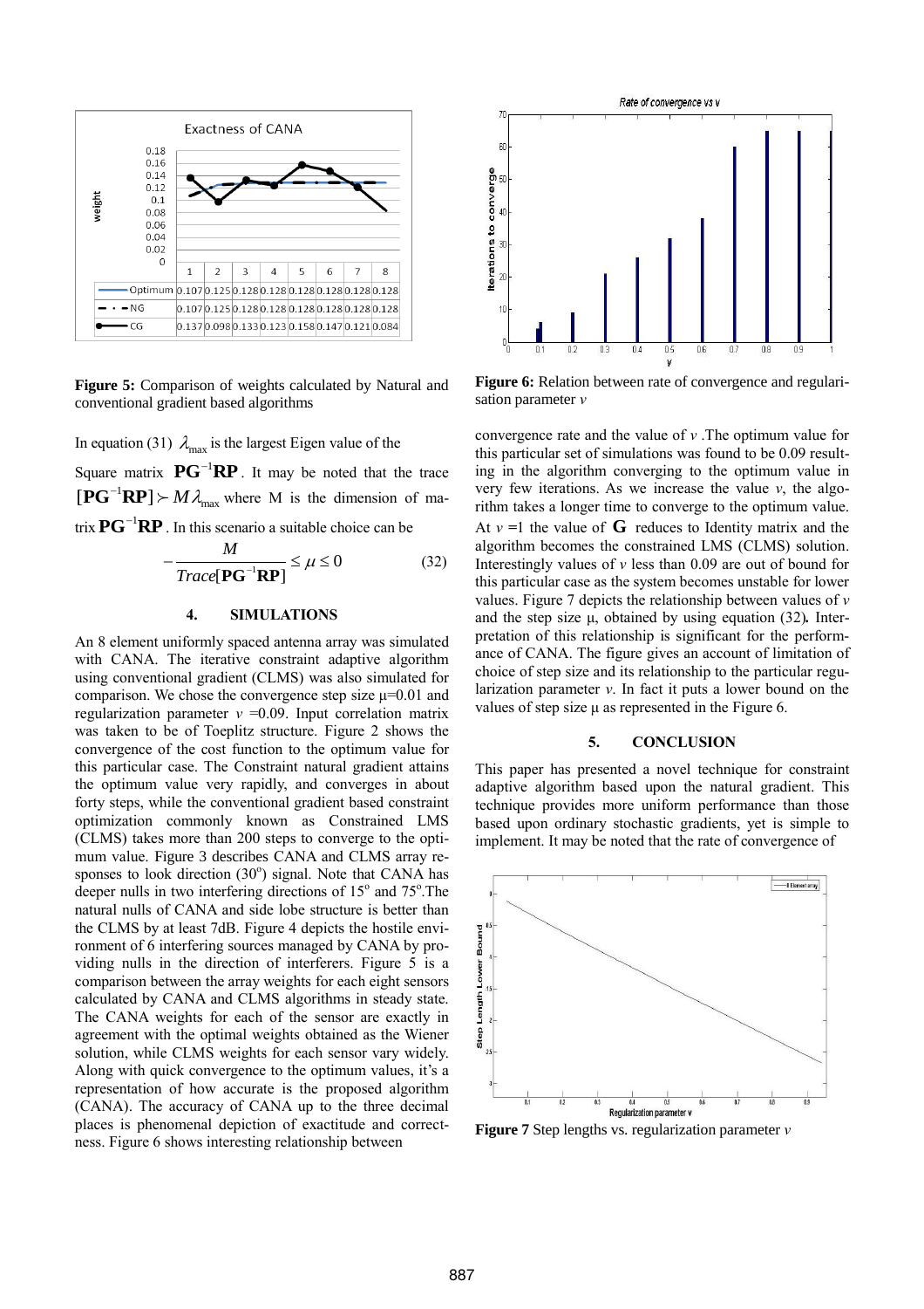| | 1 | 2 | 3 | 4 | 5 | 6 | 7 | 8 |
|---|---|---|---|---|---|---|---|---|
| Optimum | 0.107 | 0.125 | 0.128 | 0.128 | 0.128 | 0.128 | 0.128 | 0.128 |
| NG | 0.107 | 0.125 | 0.128 | 0.128 | 0.128 | 0.128 | 0.128 | 0.128 |
| CG | 0.137 | 0.098 | 0.133 | 0.123 | 0.158 | 0.147 | 0.121 | 0.084 |

**Figure 5:** Comparison of weights calculated by Natural and conventional gradient based algorithms

In equation (31) $\lambda_{\max}$ is the largest Eigen value of the Square matrix $\mathbf{PG}^{-1}\mathbf{RP}$. It may be noted that the trace $[\mathbf{PG}^{-1}\mathbf{RP}] \succ M\lambda_{\max}$ where M is the dimension of matrix $\mathbf{PG}^{-1}\mathbf{RP}$. In this scenario a suitable choice can be

$$-\frac{M}{Trace[\mathbf{PG}^{-1}\mathbf{RP}]} \leq \mu \leq 0 \qquad (32)$$

## 4. SIMULATIONS

An 8 element uniformly spaced antenna array was simulated with CANA. The iterative constraint adaptive algorithm using conventional gradient (CLMS) was also simulated for comparison. We chose the convergence step size $\mu$=0.01 and regularization parameter $v$ =0.09. Input correlation matrix was taken to be of Toeplitz structure. Figure 2 shows the convergence of the cost function to the optimum value for this particular case. The Constraint natural gradient attains the optimum value very rapidly, and converges in about forty steps, while the conventional gradient based constraint optimization commonly known as Constrained LMS (CLMS) takes more than 200 steps to converge to the optimum value. Figure 3 describes CANA and CLMS array responses to look direction (30°) signal. Note that CANA has deeper nulls in two interfering directions of 15° and 75°.The natural nulls of CANA and side lobe structure is better than the CLMS by at least 7dB. Figure 4 depicts the hostile environment of 6 interfering sources managed by CANA by providing nulls in the direction of interferers. Figure 5 is a comparison between the array weights for each eight sensors calculated by CANA and CLMS algorithms in steady state. The CANA weights for each of the sensor are exactly in agreement with the optimal weights obtained as the Wiener solution, while CLMS weights for each sensor vary widely. Along with quick convergence to the optimum values, it's a representation of how accurate is the proposed algorithm (CANA). The accuracy of CANA up to the three decimal places is phenomenal depiction of exactitude and correctness. Figure 6 shows interesting relationship between convergence rate and the value of $v$ .The optimum value for this particular set of simulations was found to be 0.09 resulting in the algorithm converging to the optimum value in very few iterations. As we increase the value $v$, the algorithm takes a longer time to converge to the optimum value. At $v$ =1 the value of $\mathbf{G}$ reduces to Identity matrix and the algorithm becomes the constrained LMS (CLMS) solution. Interestingly values of $v$ less than 0.09 are out of bound for this particular case as the system becomes unstable for lower values. Figure 7 depicts the relationship between values of $v$ and the step size $\mu$, obtained by using equation (32). Interpretation of this relationship is significant for the performance of CANA. The figure gives an account of limitation of choice of step size and its relationship to the particular regularization parameter $v$. In fact it puts a lower bound on the values of step size $\mu$ as represented in the Figure 6.

**Figure 6:** Relation between rate of convergence and regularisation parameter $v$

## 5. CONCLUSION

This paper has presented a novel technique for constraint adaptive algorithm based upon the natural gradient. This technique provides more uniform performance than those based upon ordinary stochastic gradients, yet is simple to implement. It may be noted that the rate of convergence of

**Figure 7** Step lengths vs. regularization parameter $v$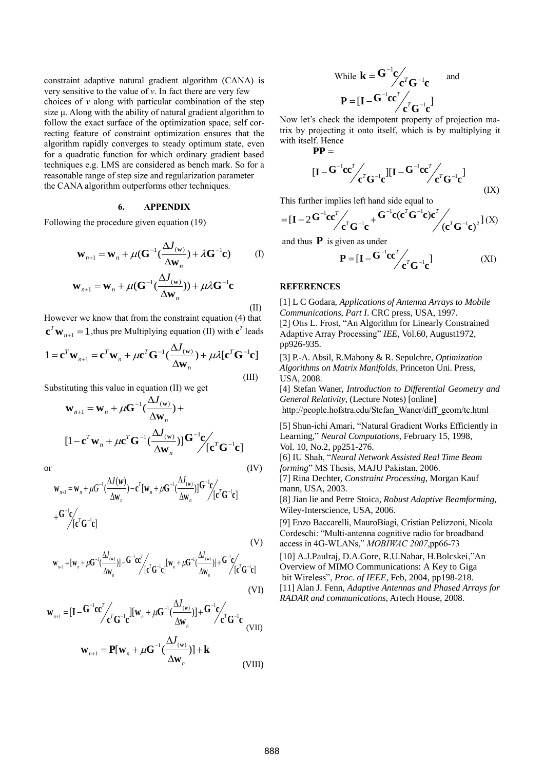constraint adaptive natural gradient algorithm (CANA) is very sensitive to the value of $v$. In fact there are very few choices of $v$ along with particular combination of the step size μ. Along with the ability of natural gradient algorithm to follow the exact surface of the optimization space, self correcting feature of constraint optimization ensures that the algorithm rapidly converges to steady optimum state, even for a quadratic function for which ordinary gradient based techniques e.g. LMS are considered as bench mark. So for a reasonable range of step size and regularization parameter the CANA algorithm outperforms other techniques.

## 6. APPENDIX

Following the procedure given equation (19)

$$\mathbf{w}_{n+1} = \mathbf{w}_n + \mu(\mathbf{G}^{-1}(\frac{\Delta J_{(\mathbf{w})}}{\Delta \mathbf{w}_n}) + \lambda \mathbf{G}^{-1}\mathbf{c}) \quad \text{(I)}$$

$$\mathbf{w}_{n+1} = \mathbf{w}_n + \mu(\mathbf{G}^{-1}(\frac{\Delta J_{(\mathbf{w})}}{\Delta \mathbf{w}_n})) + \mu\lambda \mathbf{G}^{-1}\mathbf{c} \quad \text{(II)}$$

However we know that from the constraint equation (4) that $\mathbf{c}^T \mathbf{w}_{n+1} = 1$, thus pre Multiplying equation (II) with $\mathbf{c}^T$ leads

$$1 = \mathbf{c}^T \mathbf{w}_{n+1} = \mathbf{c}^T \mathbf{w}_n + \mu \mathbf{c}^T \mathbf{G}^{-1}(\frac{\Delta J_{(\mathbf{w})}}{\Delta \mathbf{w}_n}) + \mu\lambda[\mathbf{c}^T \mathbf{G}^{-1}\mathbf{c}] \quad \text{(III)}$$

Substituting this value in equation (II) we get

$$\mathbf{w}_{n+1} = \mathbf{w}_n + \mu \mathbf{G}^{-1}(\frac{\Delta J_{(\mathbf{w})}}{\Delta \mathbf{w}_n}) + [1 - \mathbf{c}^T \mathbf{w}_n + \mu \mathbf{c}^T \mathbf{G}^{-1}(\frac{\Delta J_{(\mathbf{w})}}{\Delta \mathbf{w}_n})] \mathbf{G}^{-1}\mathbf{c} / [\mathbf{c}^T \mathbf{G}^{-1}\mathbf{c}]$$

or (IV)

$$\mathbf{w}_{n+1} = \mathbf{w}_n + \mu G^{-1}(\frac{\Delta J(\mathbf{w})}{\Delta \mathbf{w}_n}) - \mathbf{c}^T[\mathbf{w}_n + \mu \mathbf{G}^{-1}(\frac{\Delta J_{(\mathbf{w})}}{\Delta \mathbf{w}_n})] \mathbf{G}^{-1}\mathbf{c} / [\mathbf{c}^T \mathbf{G}^{-1}\mathbf{c}] + \mathbf{G}^{-1}\mathbf{c} / [\mathbf{c}^T \mathbf{G}^{-1}\mathbf{c}] \quad \text{(V)}$$

$$\mathbf{w}_{n+1} = [\mathbf{w}_n + \mu \mathbf{G}^{-1}(\frac{\Delta J_{(\mathbf{w})}}{\Delta \mathbf{w}_n})] - \mathbf{G}^{-1}\mathbf{c}\mathbf{c}^T / [\mathbf{c}^T \mathbf{G}^{-1}\mathbf{c}] [\mathbf{w}_n + \mu \mathbf{G}^{-1}(\frac{\Delta J_{(\mathbf{w})}}{\Delta \mathbf{w}_n})] + \mathbf{G}^{-1}\mathbf{c} / [\mathbf{c}^T \mathbf{G}^{-1}\mathbf{c}] \quad \text{(VI)}$$

$$\mathbf{w}_{n+1} = [\mathbf{I} - \mathbf{G}^{-1}\mathbf{c}\mathbf{c}^T / \mathbf{c}^T \mathbf{G}^{-1}\mathbf{c}][\mathbf{w}_n + \mu \mathbf{G}^{-1}(\frac{\Delta J_{(\mathbf{w})}}{\Delta \mathbf{w}_n})] + \mathbf{G}^{-1}\mathbf{c} / \mathbf{c}^T \mathbf{G}^{-1}\mathbf{c} \quad \text{(VII)}$$

$$\mathbf{w}_{n+1} = \mathbf{P}[\mathbf{w}_n + \mu \mathbf{G}^{-1}(\frac{\Delta J_{(\mathbf{w})}}{\Delta \mathbf{w}_n})] + \mathbf{k} \quad \text{(VIII)}$$

While $\mathbf{k} = \mathbf{G}^{-1}\mathbf{c} / \mathbf{c}^T \mathbf{G}^{-1}\mathbf{c}$ and

$$\mathbf{P} = [\mathbf{I} - \mathbf{G}^{-1}\mathbf{c}\mathbf{c}^T / \mathbf{c}^T \mathbf{G}^{-1}\mathbf{c}]$$

Now let's check the idempotent property of projection matrix by projecting it onto itself, which is by multiplying it with itself. Hence

$$\mathbf{PP} = [\mathbf{I} - \mathbf{G}^{-1}\mathbf{c}\mathbf{c}^T / \mathbf{c}^T \mathbf{G}^{-1}\mathbf{c}][\mathbf{I} - \mathbf{G}^{-1}\mathbf{c}\mathbf{c}^T / \mathbf{c}^T \mathbf{G}^{-1}\mathbf{c}] \quad \text{(IX)}$$

This further implies left hand side equal to

$$= [\mathbf{I} - 2\mathbf{G}^{-1}\mathbf{c}\mathbf{c}^T / \mathbf{c}^T \mathbf{G}^{-1}\mathbf{c} + \mathbf{G}^{-1}\mathbf{c}(\mathbf{c}^T \mathbf{G}^{-1}\mathbf{c})\mathbf{c}^T / (\mathbf{c}^T \mathbf{G}^{-1}\mathbf{c})^2] \quad \text{(X)}$$

and thus $\mathbf{P}$ is given as under

$$\mathbf{P} = [\mathbf{I} - \mathbf{G}^{-1}\mathbf{c}\mathbf{c}^T / \mathbf{c}^T \mathbf{G}^{-1}\mathbf{c}] \quad \text{(XI)}$$

## REFERENCES

[1] L C Godara, *Applications of Antenna Arrays to Mobile Communications, Part I*. CRC press, USA, 1997.

[2] Otis L. Frost, "An Algorithm for Linearly Constrained Adaptive Array Processing" *IEE*, Vol.60, August1972, pp926-935.

[3] P.-A. Absil, R.Mahony & R. Sepulchre, *Optimization Algorithms on Matrix Manifolds*, Princeton Uni. Press, USA, 2008.

[4] Stefan Waner, *Introduction to Differential Geometry and General Relativity*, (Lecture Notes) [online] http://people.hofstra.edu/Stefan_Waner/diff_geom/tc.html

[5] Shun-ichi Amari, "Natural Gradient Works Efficiently in Learning," *Neural Computations*, February 15, 1998, Vol. 10, No.2, pp251-276.

[6] IU Shah, "*Neural Network Assisted Real Time Beam forming*" MS Thesis, MAJU Pakistan, 2006.

[7] Rina Dechter, *Constraint Processing*, Morgan Kauf mann, USA, 2003.

[8] Jian lie and Petre Stoica, *Robust Adaptive Beamforming*, Wiley-Interscience, USA, 2006.

[9] Enzo Baccarelli, MauroBiagi, Cristian Pelizzoni, Nicola Cordeschi: "Multi-antenna cognitive radio for broadband access in 4G-WLANs," *MOBIWAC 2007*,pp66-73

[10] A.J.Paulraj, D.A.Gore, R.U.Nabar, H.Bolcskei,"An Overview of MIMO Communications: A Key to Giga bit Wireless", *Proc. of IEEE*, Feb, 2004, pp198-218.

[11] Alan J. Fenn, *Adaptive Antennas and Phased Arrays for RADAR and communications*, Artech House, 2008.